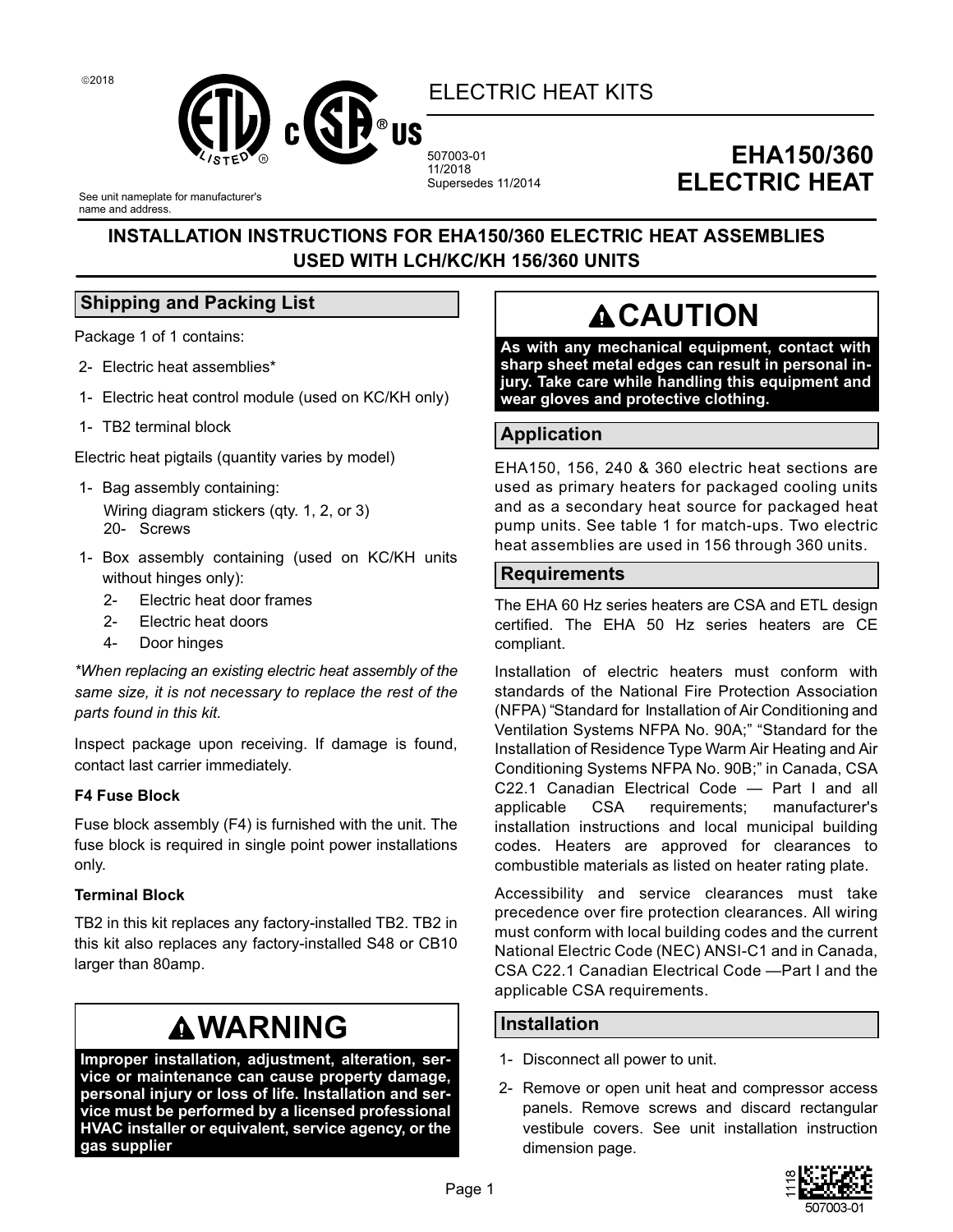©2018

# ELECTRIC HEAT KITS

507003-01
11/2018
Supersedes 11/2014

# EHA150/360 ELECTRIC HEAT

See unit nameplate for manufacturer's name and address.

## INSTALLATION INSTRUCTIONS FOR EHA150/360 ELECTRIC HEAT ASSEMBLIES USED WITH LCH/KC/KH 156/360 UNITS

## Shipping and Packing List

Package 1 of 1 contains:

- 2- Electric heat assemblies*
- 1- Electric heat control module (used on KC/KH only)
- 1- TB2 terminal block

Electric heat pigtails (quantity varies by model)

- 1- Bag assembly containing:
  - Wiring diagram stickers (qty. 1, 2, or 3)
  - 20- Screws
- 1- Box assembly containing (used on KC/KH units without hinges only):
  - 2- Electric heat door frames
  - 2- Electric heat doors
  - 4- Door hinges

*\*When replacing an existing electric heat assembly of the same size, it is not necessary to replace the rest of the parts found in this kit.*

Inspect package upon receiving. If damage is found, contact last carrier immediately.

**F4 Fuse Block**

Fuse block assembly (F4) is furnished with the unit. The fuse block is required in single point power installations only.

**Terminal Block**

TB2 in this kit replaces any factory-installed TB2. TB2 in this kit also replaces any factory-installed S48 or CB10 larger than 80amp.

# ⚠WARNING

**Improper installation, adjustment, alteration, service or maintenance can cause property damage, personal injury or loss of life. Installation and service must be performed by a licensed professional HVAC installer or equivalent, service agency, or the gas supplier**

# ⚠CAUTION

**As with any mechanical equipment, contact with sharp sheet metal edges can result in personal injury. Take care while handling this equipment and wear gloves and protective clothing.**

## Application

EHA150, 156, 240 & 360 electric heat sections are used as primary heaters for packaged cooling units and as a secondary heat source for packaged heat pump units. See table 1 for match-ups. Two electric heat assemblies are used in 156 through 360 units.

## Requirements

The EHA 60 Hz series heaters are CSA and ETL design certified. The EHA 50 Hz series heaters are CE compliant.

Installation of electric heaters must conform with standards of the National Fire Protection Association (NFPA) "Standard for Installation of Air Conditioning and Ventilation Systems NFPA No. 90A;" "Standard for the Installation of Residence Type Warm Air Heating and Air Conditioning Systems NFPA No. 90B;" in Canada, CSA C22.1 Canadian Electrical Code — Part I and all applicable CSA requirements; manufacturer's installation instructions and local municipal building codes. Heaters are approved for clearances to combustible materials as listed on heater rating plate.

Accessibility and service clearances must take precedence over fire protection clearances. All wiring must conform with local building codes and the current National Electric Code (NEC) ANSI-C1 and in Canada, CSA C22.1 Canadian Electrical Code —Part I and the applicable CSA requirements.

## Installation

1- Disconnect all power to unit.

2- Remove or open unit heat and compressor access panels. Remove screws and discard rectangular vestibule covers. See unit installation instruction dimension page.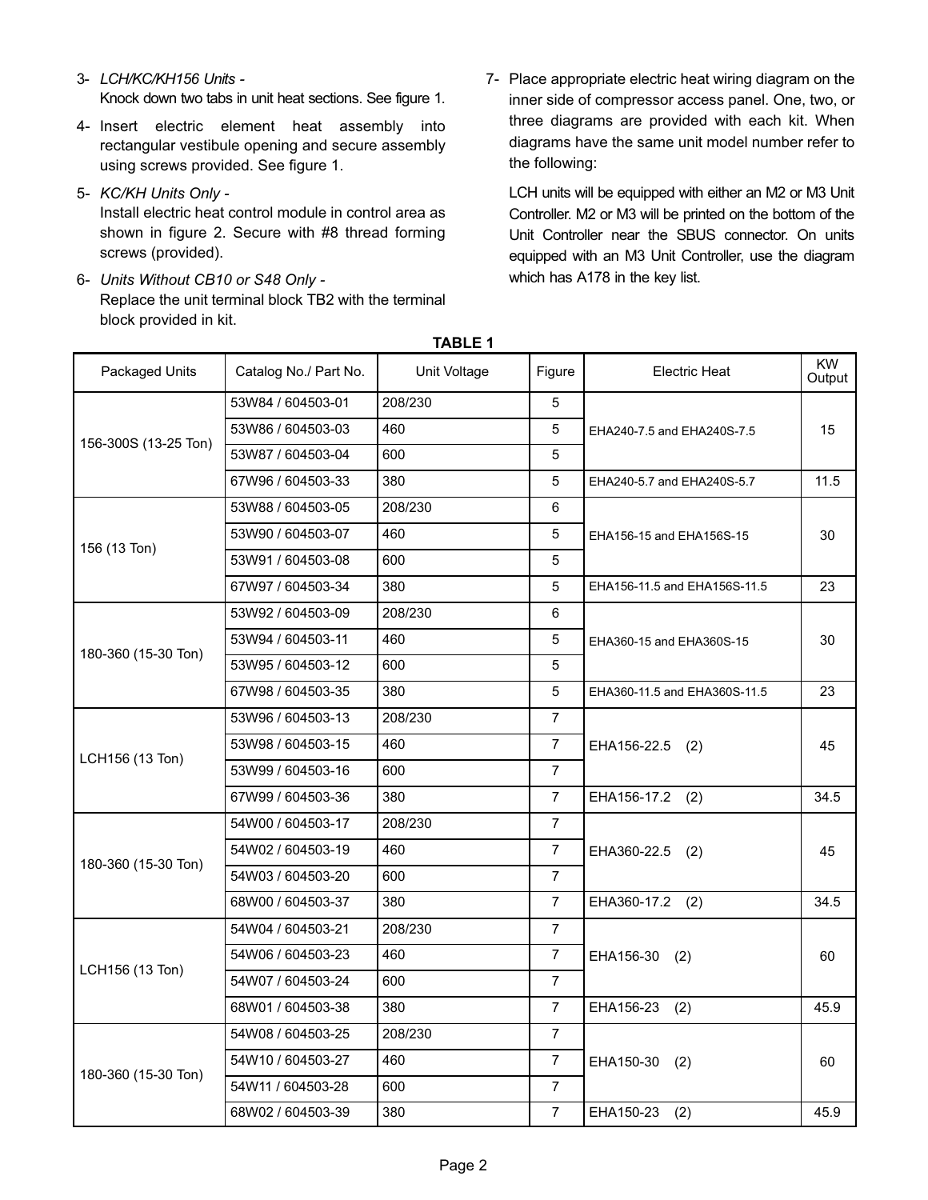3- *LCH/KC/KH156 Units -*
   Knock down two tabs in unit heat sections. See figure 1.

4- Insert electric element heat assembly into rectangular vestibule opening and secure assembly using screws provided. See figure 1.

5- *KC/KH Units Only -*
   Install electric heat control module in control area as shown in figure 2. Secure with #8 thread forming screws (provided).

6- *Units Without CB10 or S48 Only -*
   Replace the unit terminal block TB2 with the terminal block provided in kit.

7- Place appropriate electric heat wiring diagram on the inner side of compressor access panel. One, two, or three diagrams are provided with each kit. When diagrams have the same unit model number refer to the following:

   LCH units will be equipped with either an M2 or M3 Unit Controller. M2 or M3 will be printed on the bottom of the Unit Controller near the SBUS connector. On units equipped with an M3 Unit Controller, use the diagram which has A178 in the key list.

**TABLE 1**

| Packaged Units | Catalog No./ Part No. | Unit Voltage | Figure | Electric Heat | KW Output |
|---|---|---|---|---|---|
| 156-300S (13-25 Ton) | 53W84 / 604503-01 | 208/230 | 5 | EHA240-7.5 and EHA240S-7.5 | 15 |
| | 53W86 / 604503-03 | 460 | 5 | | |
| | 53W87 / 604503-04 | 600 | 5 | | |
| | 67W96 / 604503-33 | 380 | 5 | EHA240-5.7 and EHA240S-5.7 | 11.5 |
| 156 (13 Ton) | 53W88 / 604503-05 | 208/230 | 6 | EHA156-15 and EHA156S-15 | 30 |
| | 53W90 / 604503-07 | 460 | 5 | | |
| | 53W91 / 604503-08 | 600 | 5 | | |
| | 67W97 / 604503-34 | 380 | 5 | EHA156-11.5 and EHA156S-11.5 | 23 |
| 180-360 (15-30 Ton) | 53W92 / 604503-09 | 208/230 | 6 | EHA360-15 and EHA360S-15 | 30 |
| | 53W94 / 604503-11 | 460 | 5 | | |
| | 53W95 / 604503-12 | 600 | 5 | | |
| | 67W98 / 604503-35 | 380 | 5 | EHA360-11.5 and EHA360S-11.5 | 23 |
| LCH156 (13 Ton) | 53W96 / 604503-13 | 208/230 | 7 | EHA156-22.5 (2) | 45 |
| | 53W98 / 604503-15 | 460 | 7 | | |
| | 53W99 / 604503-16 | 600 | 7 | | |
| | 67W99 / 604503-36 | 380 | 7 | EHA156-17.2 (2) | 34.5 |
| 180-360 (15-30 Ton) | 54W00 / 604503-17 | 208/230 | 7 | EHA360-22.5 (2) | 45 |
| | 54W02 / 604503-19 | 460 | 7 | | |
| | 54W03 / 604503-20 | 600 | 7 | | |
| | 68W00 / 604503-37 | 380 | 7 | EHA360-17.2 (2) | 34.5 |
| LCH156 (13 Ton) | 54W04 / 604503-21 | 208/230 | 7 | EHA156-30 (2) | 60 |
| | 54W06 / 604503-23 | 460 | 7 | | |
| | 54W07 / 604503-24 | 600 | 7 | | |
| | 68W01 / 604503-38 | 380 | 7 | EHA156-23 (2) | 45.9 |
| 180-360 (15-30 Ton) | 54W08 / 604503-25 | 208/230 | 7 | EHA150-30 (2) | 60 |
| | 54W10 / 604503-27 | 460 | 7 | | |
| | 54W11 / 604503-28 | 600 | 7 | | |
| | 68W02 / 604503-39 | 380 | 7 | EHA150-23 (2) | 45.9 |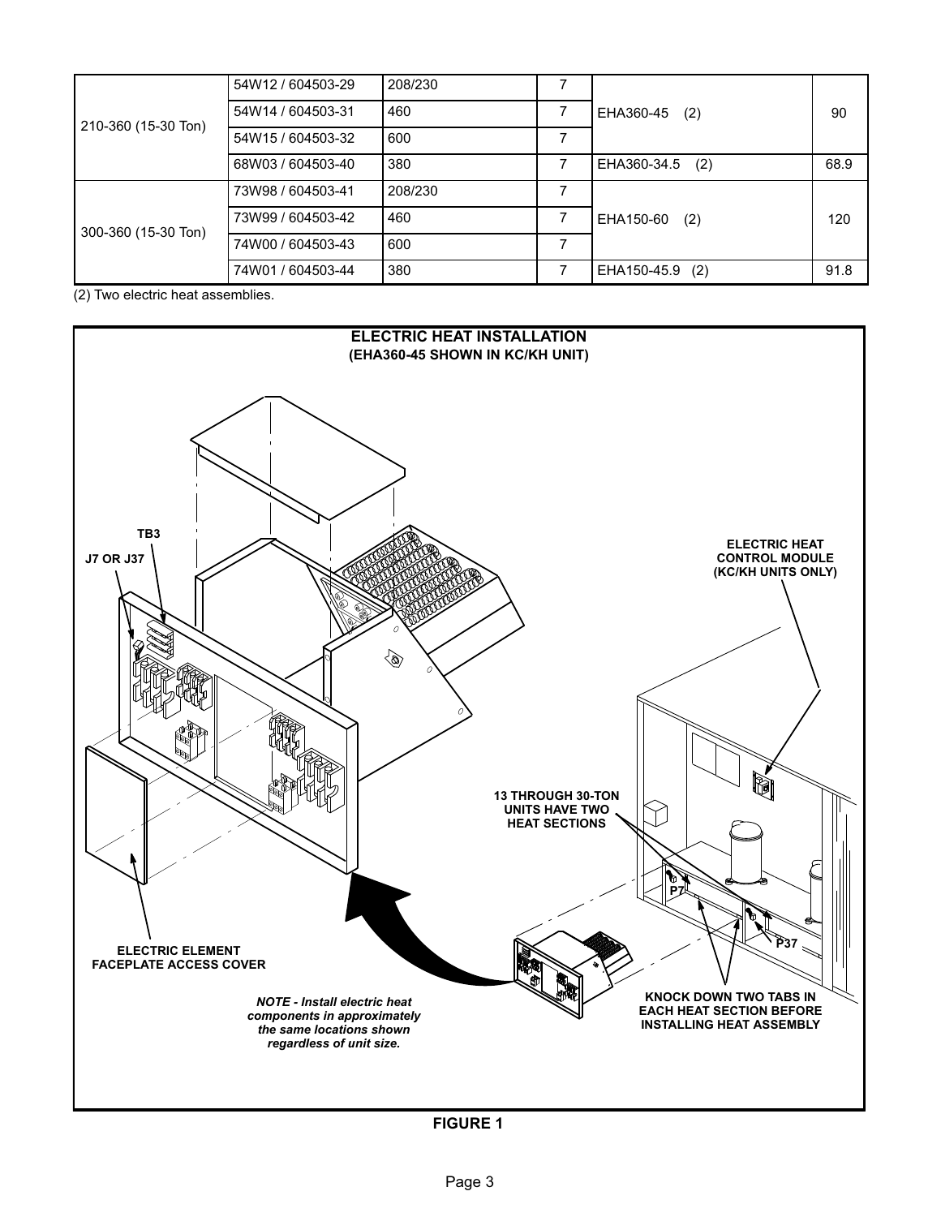| | | | | | |
|---|---|---|---|---|---|
| 210-360 (15-30 Ton) | 54W12 / 604503-29 | 208/230 | 7 | EHA360-45 (2) | 90 |
| | 54W14 / 604503-31 | 460 | 7 | | |
| | 54W15 / 604503-32 | 600 | 7 | | |
| | 68W03 / 604503-40 | 380 | 7 | EHA360-34.5 (2) | 68.9 |
| 300-360 (15-30 Ton) | 73W98 / 604503-41 | 208/230 | 7 | EHA150-60 (2) | 120 |
| | 73W99 / 604503-42 | 460 | 7 | | |
| | 74W00 / 604503-43 | 600 | 7 | | |
| | 74W01 / 604503-44 | 380 | 7 | EHA150-45.9 (2) | 91.8 |

(2) Two electric heat assemblies.

**ELECTRIC HEAT INSTALLATION**
**(EHA360-45 SHOWN IN KC/KH UNIT)**

TB3

J7 OR J37

ELECTRIC HEAT CONTROL MODULE (KC/KH UNITS ONLY)

13 THROUGH 30-TON UNITS HAVE TWO HEAT SECTIONS

P7

P37

ELECTRIC ELEMENT FACEPLATE ACCESS COVER

KNOCK DOWN TWO TABS IN EACH HEAT SECTION BEFORE INSTALLING HEAT ASSEMBLY

*NOTE - Install electric heat components in approximately the same locations shown regardless of unit size.*

**FIGURE 1**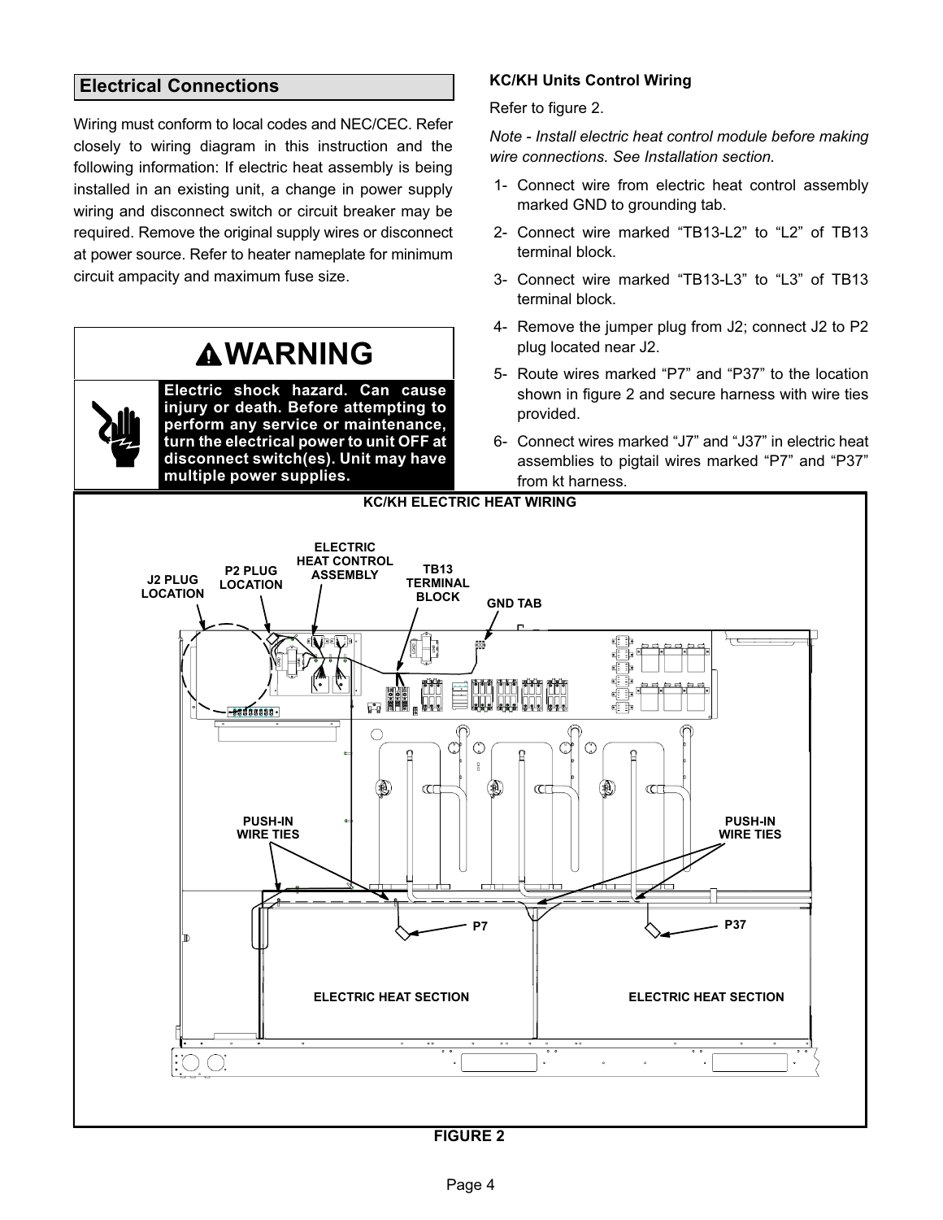## Electrical Connections

Wiring must conform to local codes and NEC/CEC. Refer closely to wiring diagram in this instruction and the following information: If electric heat assembly is being installed in an existing unit, a change in power supply wiring and disconnect switch or circuit breaker may be required. Remove the original supply wires or disconnect at power source. Refer to heater nameplate for minimum circuit ampacity and maximum fuse size.

> **⚠WARNING**
>
> **Electric shock hazard. Can cause injury or death. Before attempting to perform any service or maintenance, turn the electrical power to unit OFF at disconnect switch(es). Unit may have multiple power supplies.**

### KC/KH Units Control Wiring

Refer to figure 2.

*Note - Install electric heat control module before making wire connections. See Installation section.*

1- Connect wire from electric heat control assembly marked GND to grounding tab.

2- Connect wire marked “TB13-L2” to “L2” of TB13 terminal block.

3- Connect wire marked “TB13-L3” to “L3” of TB13 terminal block.

4- Remove the jumper plug from J2; connect J2 to P2 plug located near J2.

5- Route wires marked “P7” and “P37” to the location shown in figure 2 and secure harness with wire ties provided.

6- Connect wires marked “J7” and “J37” in electric heat assemblies to pigtail wires marked “P7” and “P37” from kt harness.

**KC/KH ELECTRIC HEAT WIRING**

J2 PLUG LOCATION, P2 PLUG LOCATION, ELECTRIC HEAT CONTROL ASSEMBLY, TB13 TERMINAL BLOCK, GND TAB, PUSH-IN WIRE TIES, P7, P37, ELECTRIC HEAT SECTION, ELECTRIC HEAT SECTION

**FIGURE 2**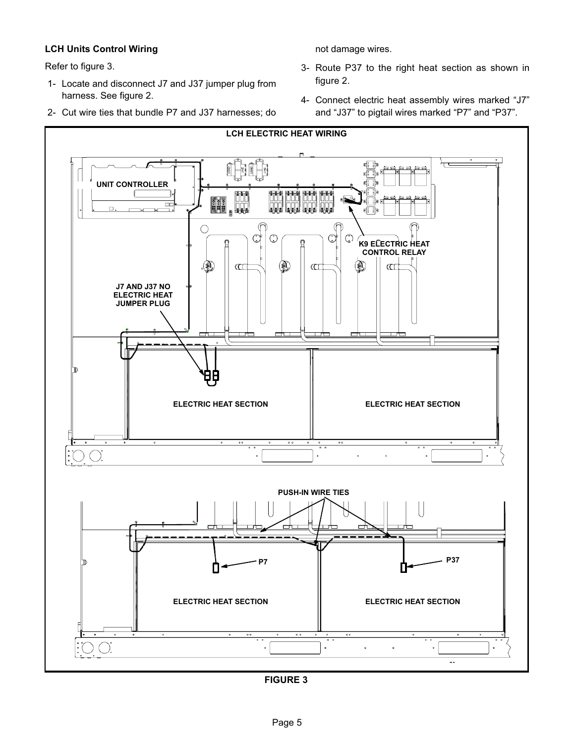### LCH Units Control Wiring

Refer to figure 3.

1- Locate and disconnect J7 and J37 jumper plug from harness. See figure 2.

2- Cut wire ties that bundle P7 and J37 harnesses; do not damage wires.

3- Route P37 to the right heat section as shown in figure 2.

4- Connect electric heat assembly wires marked "J7" and "J37" to pigtail wires marked "P7" and "P37".

LCH ELECTRIC HEAT WIRING

UNIT CONTROLLER

K9 ELECTRIC HEAT CONTROL RELAY

J7 AND J37 NO ELECTRIC HEAT JUMPER PLUG

ELECTRIC HEAT SECTION

ELECTRIC HEAT SECTION

PUSH-IN WIRE TIES

P7

P37

ELECTRIC HEAT SECTION

ELECTRIC HEAT SECTION

**FIGURE 3**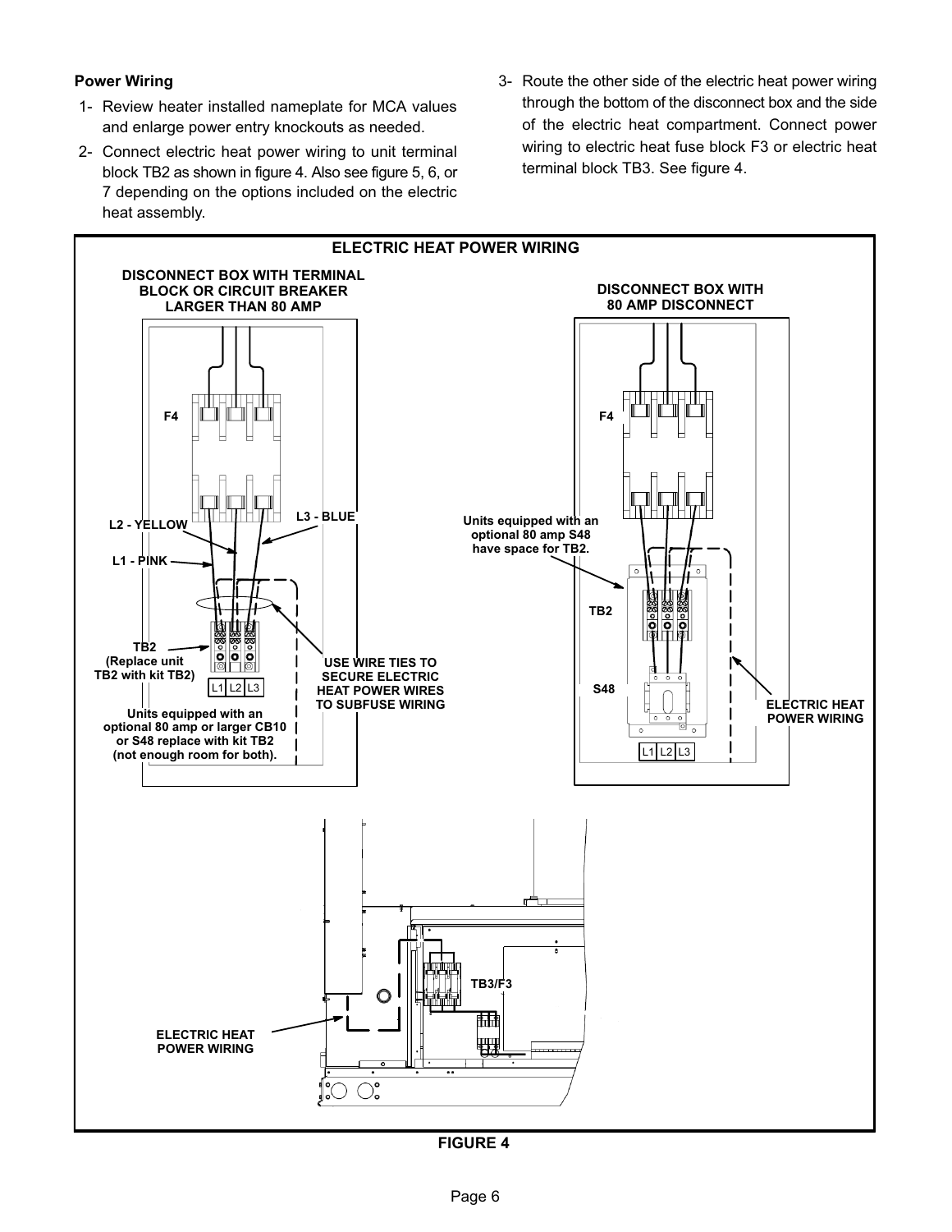**Power Wiring**

1- Review heater installed nameplate for MCA values and enlarge power entry knockouts as needed.

2- Connect electric heat power wiring to unit terminal block TB2 as shown in figure 4. Also see figure 5, 6, or 7 depending on the options included on the electric heat assembly.

3- Route the other side of the electric heat power wiring through the bottom of the disconnect box and the side of the electric heat compartment. Connect power wiring to electric heat fuse block F3 or electric heat terminal block TB3. See figure 4.

ELECTRIC HEAT POWER WIRING

DISCONNECT BOX WITH TERMINAL BLOCK OR CIRCUIT BREAKER LARGER THAN 80 AMP

F4

L2 - YELLOW

L3 - BLUE

L1 - PINK

TB2 (Replace unit TB2 with kit TB2)

L1 L2 L3

USE WIRE TIES TO SECURE ELECTRIC HEAT POWER WIRES TO SUBFUSE WIRING

Units equipped with an optional 80 amp or larger CB10 or S48 replace with kit TB2 (not enough room for both).

DISCONNECT BOX WITH 80 AMP DISCONNECT

F4

Units equipped with an optional 80 amp S48 have space for TB2.

TB2

S48

L1 L2 L3

ELECTRIC HEAT POWER WIRING

TB3/F3

ELECTRIC HEAT POWER WIRING

FIGURE 4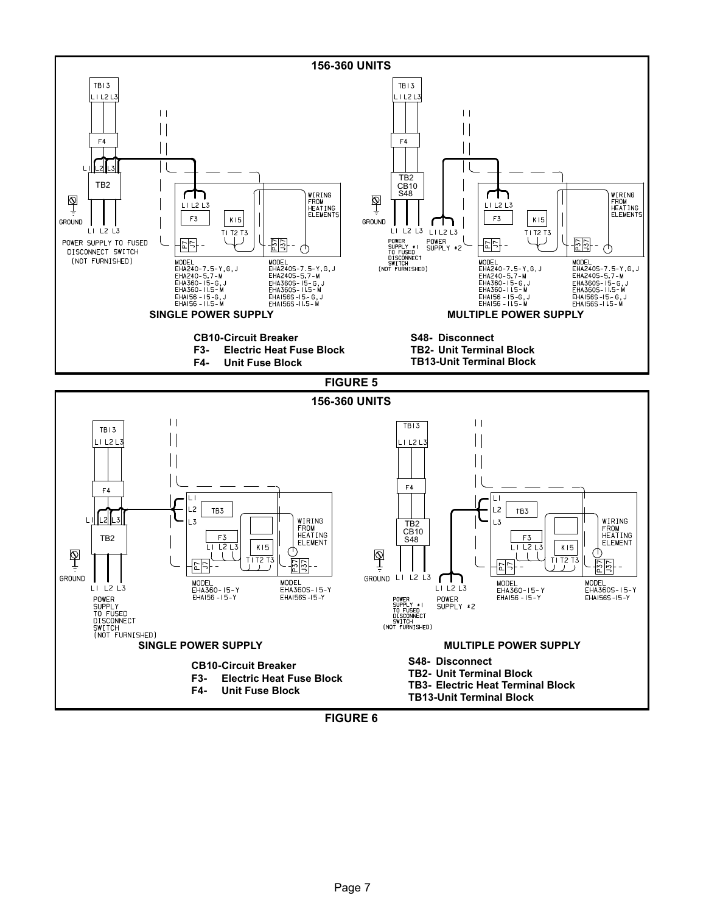## 156-360 UNITS

TB13
L1 L2 L3

F4

L1 L2 L3

TB2

GROUND

L1 L2 L3

POWER SUPPLY TO FUSED DISCONNECT SWITCH (NOT FURNISHED)

L1 L2 L3

F3

K15

T1 T2 T3

P7 J7

P37 J37

WIRING FROM HEATING ELEMENTS

| MODEL | MODEL |
|---|---|
| EHA240-7.5-Y,G,J | EHA240S-7.5-Y,G,J |
| EHA240-5.7-M | EHA240S-5.7-M |
| EHA360-15-G,J | EHA360S-15-G,J |
| EHA360-11.5-M | EHA360S-11.5-M |
| EHA156-15-G,J | EHA156S-15-G,J |
| EHA156-11.5-M | EHA156S-11.5-M |

**SINGLE POWER SUPPLY**

TB13
L1 L2 L3

F4

TB2
CB10
S48

GROUND

L1 L2 L3

POWER SUPPLY #1 TO FUSED DISCONNECT SWITCH (NOT FURNISHED)

L1 L2 L3

POWER SUPPLY #2

L1 L2 L3

F3

K15

T1 T2 T3

P7 J7

P37 J37

WIRING FROM HEATING ELEMENTS

| MODEL | MODEL |
|---|---|
| EHA240-7.5-Y,G,J | EHA240S-7.5-Y,G,J |
| EHA240-5.7-M | EHA240S-5.7-M |
| EHA360-15-G,J | EHA360S-15-G,J |
| EHA360-11.5-M | EHA360S-11.5-M |
| EHA156-15-G,J | EHA156S-15-G,J |
| EHA156-11.5-M | EHA156S-11.5-M |

**MULTIPLE POWER SUPPLY**

**CB10-Circuit Breaker**
**F3- Electric Heat Fuse Block**
**F4- Unit Fuse Block**
**S48- Disconnect**
**TB2- Unit Terminal Block**
**TB13-Unit Terminal Block**

**FIGURE 5**

## 156-360 UNITS

TB13
L1 L2 L3

F4

L1 L2 L3

TB2

GROUND

L1 L2 L3

POWER SUPPLY TO FUSED DISCONNECT SWITCH (NOT FURNISHED)

L1
L2
L3

TB3

F3
L1 L2 L3

K15

T1 T2 T3

P7 J7

P37 J37

WIRING FROM HEATING ELEMENT

| MODEL | MODEL |
|---|---|
| EHA360-15-Y | EHA360S-15-Y |
| EHA156-15-Y | EHA156S-15-Y |

**SINGLE POWER SUPPLY**

TB13
L1 L2 L3

F4

TB2
CB10
S48

GROUND

L1 L2 L3

POWER SUPPLY #1 TO FUSED DISCONNECT SWITCH (NOT FURNISHED)

L1 L2 L3

POWER SUPPLY #2

L1
L2
L3

TB3

F3
L1 L2 L3

K15

T1 T2 T3

P7 J7

P37 J37

WIRING FROM HEATING ELEMENT

| MODEL | MODEL |
|---|---|
| EHA360-15-Y | EHA360S-15-Y |
| EHA156-15-Y | EHA156S-15-Y |

**MULTIPLE POWER SUPPLY**

**CB10-Circuit Breaker**
**F3- Electric Heat Fuse Block**
**F4- Unit Fuse Block**
**S48- Disconnect**
**TB2- Unit Terminal Block**
**TB3- Electric Heat Terminal Block**
**TB13-Unit Terminal Block**

**FIGURE 6**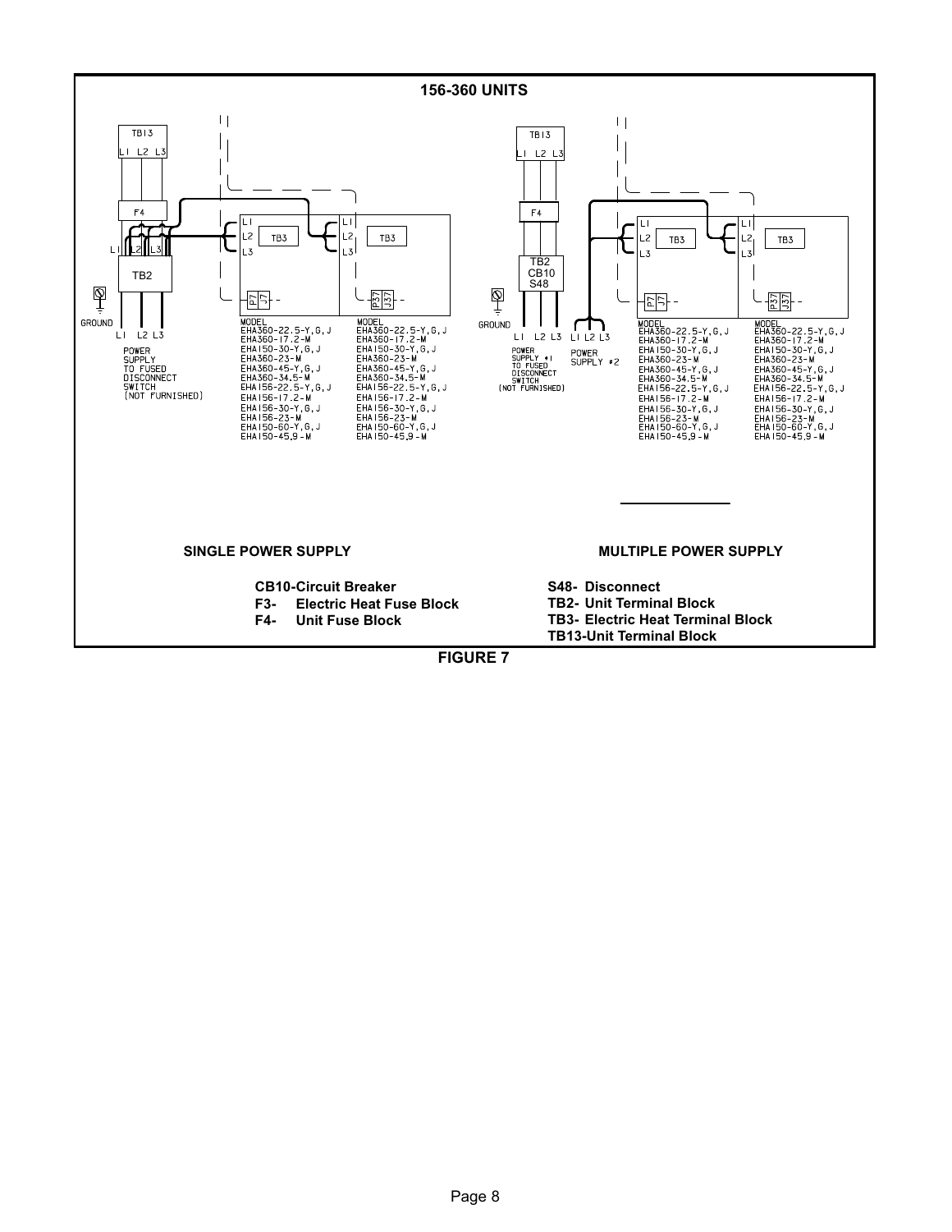## 156-360 UNITS

TB13
L1 L2 L3

F4

TB2

GROUND

L1 L2 L3

POWER SUPPLY TO FUSED DISCONNECT SWITCH (NOT FURNISHED)

L1 L2 L3 TB3 P7 J7

L1 L2 L3 TB3 P37 J37

MODEL
EHA360-22.5-Y,G,J
EHA360-17.2-M
EHA150-30-Y,G,J
EHA360-23-M
EHA360-45-Y,G,J
EHA360-34.5-M
EHA156-22.5-Y,G,J
EHA156-17.2-M
EHA156-30-Y,G,J
EHA156-23-M
EHA150-60-Y,G,J
EHA150-45.9-M

MODEL
EHA360-22.5-Y,G,J
EHA360-17.2-M
EHA150-30-Y,G,J
EHA360-23-M
EHA360-45-Y,G,J
EHA360-34.5-M
EHA156-22.5-Y,G,J
EHA156-17.2-M
EHA156-30-Y,G,J
EHA156-23-M
EHA150-60-Y,G,J
EHA150-45.9-M

**SINGLE POWER SUPPLY**

TB13
L1 L2 L3

F4

TB2
CB10
S48

GROUND

L1 L2 L3 L1 L2 L3

POWER SUPPLY #1 TO FUSED DISCONNECT SWITCH (NOT FURNISHED)

POWER SUPPLY #2

L1 L2 L3 TB3 P7 J7

L1 L2 L3 TB3 P37 J37

MODEL
EHA360-22.5-Y,G,J
EHA360-17.2-M
EHA150-30-Y,G,J
EHA360-23-M
EHA360-45-Y,G,J
EHA360-34.5-M
EHA156-22.5-Y,G,J
EHA156-17.2-M
EHA156-30-Y,G,J
EHA156-23-M
EHA150-60-Y,G,J
EHA150-45.9-M

MODEL
EHA360-22.5-Y,G,J
EHA360-17.2-M
EHA150-30-Y,G,J
EHA360-23-M
EHA360-45-Y,G,J
EHA360-34.5-M
EHA156-22.5-Y,G,J
EHA156-17.2-M
EHA156-30-Y,G,J
EHA156-23-M
EHA150-60-Y,G,J
EHA150-45.9-M

**MULTIPLE POWER SUPPLY**

**CB10-Circuit Breaker**
**F3- Electric Heat Fuse Block**
**F4- Unit Fuse Block**
**S48- Disconnect**
**TB2- Unit Terminal Block**
**TB3- Electric Heat Terminal Block**
**TB13-Unit Terminal Block**

**FIGURE 7**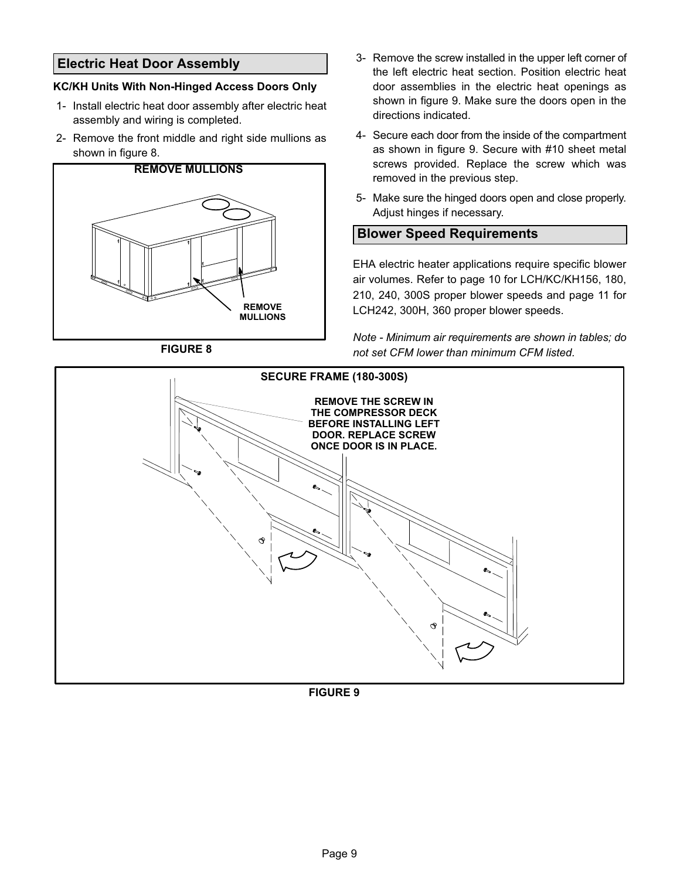## Electric Heat Door Assembly

**KC/KH Units With Non-Hinged Access Doors Only**

1- Install electric heat door assembly after electric heat assembly and wiring is completed.

2- Remove the front middle and right side mullions as shown in figure 8.

REMOVE MULLIONS

REMOVE MULLIONS

FIGURE 8

3- Remove the screw installed in the upper left corner of the left electric heat section. Position electric heat door assemblies in the electric heat openings as shown in figure 9. Make sure the doors open in the directions indicated.

4- Secure each door from the inside of the compartment as shown in figure 9. Secure with #10 sheet metal screws provided. Replace the screw which was removed in the previous step.

5- Make sure the hinged doors open and close properly. Adjust hinges if necessary.

## Blower Speed Requirements

EHA electric heater applications require specific blower air volumes. Refer to page 10 for LCH/KC/KH156, 180, 210, 240, 300S proper blower speeds and page 11 for LCH242, 300H, 360 proper blower speeds.

*Note - Minimum air requirements are shown in tables; do not set CFM lower than minimum CFM listed.*

SECURE FRAME (180-300S)

REMOVE THE SCREW IN THE COMPRESSOR DECK BEFORE INSTALLING LEFT DOOR. REPLACE SCREW ONCE DOOR IS IN PLACE.

FIGURE 9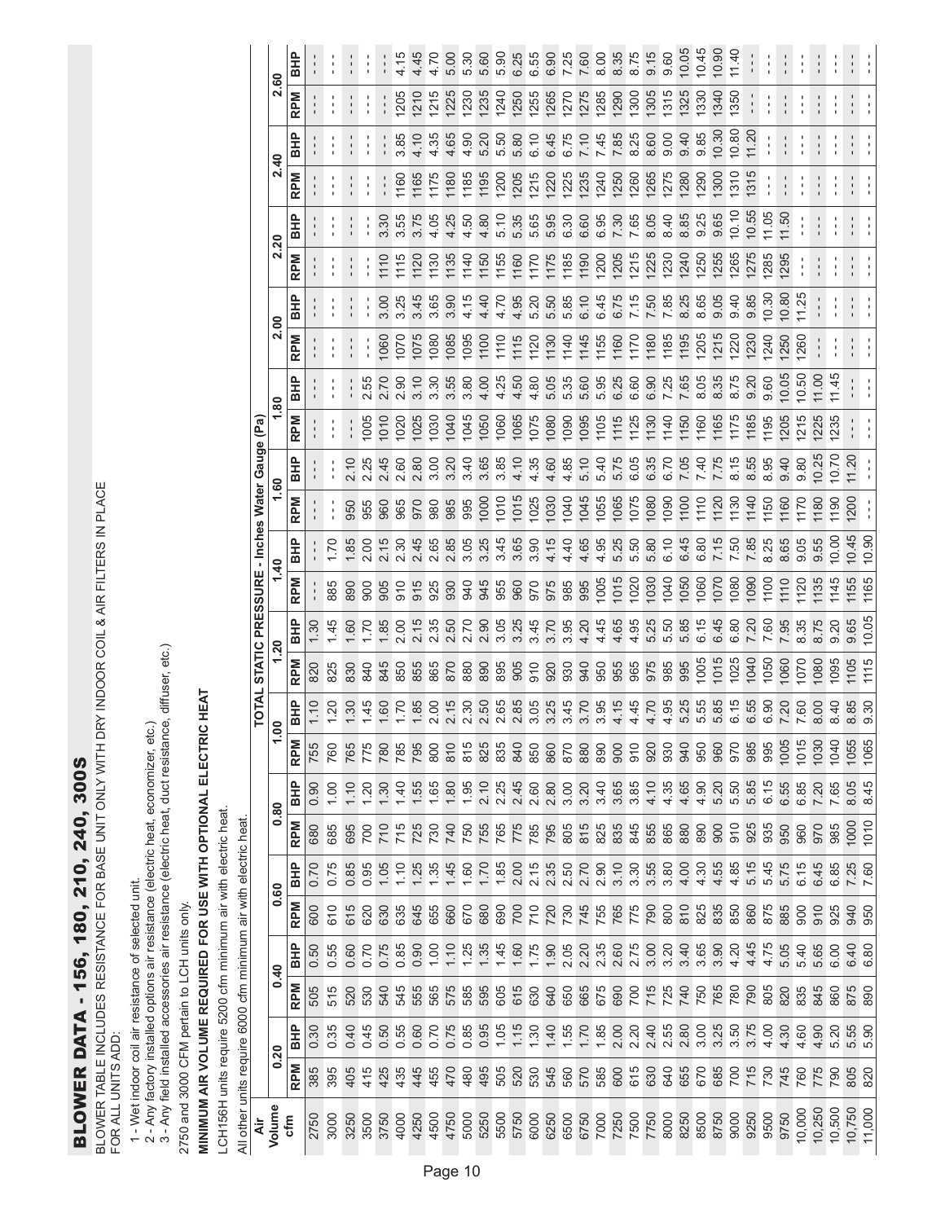## BLOWER DATA - 156, 180, 210, 240, 300S

BLOWER TABLE INCLUDES RESISTANCE FOR BASE UNIT ONLY WITH DRY INDOOR COIL & AIR FILTERS IN PLACE
FOR ALL UNITS ADD:

1 - Wet indoor coil air resistance of selected unit.
2 - Any factory installed options air resistance (electric heat, economizer, etc.)
3 - Any field installed accessories air resistance (electric heat, duct resistance, diffuser, etc.)

2750 and 3000 CFM pertain to LCH units only.

**MINIMUM AIR VOLUME REQUIRED FOR USE WITH OPTIONAL ELECTRIC HEAT**

LCH156H units require 5200 cfm minimum air with electric heat.
All other units require 6000 cfm minimum air with electric heat.

| Air Volume cfm | TOTAL STATIC PRESSURE - Inches Water Gauge (Pa) | | | | | | | | | | | | | | | | | | | | | | | | | |
|---|---|---|---|---|---|---|---|---|---|---|---|---|---|---|---|---|---|---|---|---|---|---|---|---|---|---|
| | 0.20 | | 0.40 | | 0.60 | | 0.80 | | 1.00 | | 1.20 | | 1.40 | | 1.60 | | 1.80 | | 2.00 | | 2.20 | | 2.40 | | 2.60 | |
| | RPM | BHP | RPM | BHP | RPM | BHP | RPM | BHP | RPM | BHP | RPM | BHP | RPM | BHP | RPM | BHP | RPM | BHP | RPM | BHP | RPM | BHP | RPM | BHP | RPM | BHP |
| 2750 | 385 | 0.30 | 505 | 0.50 | 600 | 0.70 | 680 | 0.90 | 755 | 1.10 | 820 | 1.30 | - - - | - - - | - - - | - - - | - - - | - - - | - - - | - - - | - - - | - - - | - - - | - - - | - - - | - - - |
| 3000 | 395 | 0.35 | 515 | 0.55 | 610 | 0.75 | 685 | 1.00 | 760 | 1.20 | 825 | 1.45 | 885 | 1.70 | - - - | - - - | - - - | - - - | - - - | - - - | - - - | - - - | - - - | - - - | - - - | - - - |
| 3250 | 405 | 0.40 | 520 | 0.60 | 615 | 0.85 | 695 | 1.10 | 765 | 1.30 | 830 | 1.60 | 890 | 1.85 | 950 | 2.10 | - - - | - - - | - - - | - - - | - - - | - - - | - - - | - - - | - - - | - - - |
| 3500 | 415 | 0.45 | 530 | 0.70 | 620 | 0.95 | 700 | 1.20 | 775 | 1.45 | 840 | 1.70 | 900 | 2.00 | 955 | 2.25 | 1005 | 2.55 | - - - | - - - | - - - | - - - | - - - | - - - | - - - | - - - |
| 3750 | 425 | 0.50 | 540 | 0.75 | 630 | 1.05 | 710 | 1.30 | 780 | 1.60 | 845 | 1.85 | 905 | 2.15 | 960 | 2.45 | 1010 | 2.70 | 1060 | 3.00 | 1110 | 3.30 | - - - | - - - | - - - | - - - |
| 4000 | 435 | 0.55 | 545 | 0.85 | 635 | 1.10 | 715 | 1.40 | 785 | 1.70 | 850 | 2.00 | 910 | 2.30 | 965 | 2.60 | 1020 | 2.90 | 1070 | 3.25 | 1115 | 3.55 | 1160 | 3.85 | 1205 | 4.15 |
| 4250 | 445 | 0.60 | 555 | 0.90 | 645 | 1.25 | 725 | 1.55 | 795 | 1.85 | 855 | 2.15 | 915 | 2.45 | 970 | 2.80 | 1025 | 3.10 | 1075 | 3.45 | 1120 | 3.75 | 1165 | 4.10 | 1210 | 4.45 |
| 4500 | 455 | 0.70 | 565 | 1.00 | 655 | 1.35 | 730 | 1.65 | 800 | 2.00 | 865 | 2.35 | 925 | 2.65 | 980 | 3.00 | 1030 | 3.30 | 1080 | 3.65 | 1130 | 4.05 | 1175 | 4.35 | 1215 | 4.70 |
| 4750 | 470 | 0.75 | 575 | 1.10 | 660 | 1.45 | 740 | 1.80 | 810 | 2.15 | 870 | 2.50 | 930 | 2.85 | 985 | 3.20 | 1040 | 3.55 | 1085 | 3.90 | 1135 | 4.25 | 1180 | 4.65 | 1225 | 5.00 |
| 5000 | 480 | 0.85 | 585 | 1.25 | 670 | 1.60 | 750 | 1.95 | 815 | 2.30 | 880 | 2.70 | 940 | 3.05 | 995 | 3.40 | 1045 | 3.80 | 1095 | 4.15 | 1140 | 4.50 | 1185 | 4.90 | 1230 | 5.30 |
| 5250 | 495 | 0.95 | 595 | 1.35 | 680 | 1.70 | 755 | 2.10 | 825 | 2.50 | 890 | 2.90 | 945 | 3.25 | 1000 | 3.65 | 1050 | 4.00 | 1100 | 4.40 | 1150 | 4.80 | 1195 | 5.20 | 1235 | 5.60 |
| 5500 | 505 | 1.05 | 605 | 1.45 | 690 | 1.85 | 765 | 2.25 | 835 | 2.65 | 895 | 3.05 | 955 | 3.45 | 1010 | 3.85 | 1060 | 4.25 | 1110 | 4.70 | 1155 | 5.10 | 1200 | 5.50 | 1240 | 5.90 |
| 5750 | 520 | 1.15 | 615 | 1.60 | 700 | 2.00 | 775 | 2.45 | 840 | 2.85 | 905 | 3.25 | 960 | 3.65 | 1015 | 4.10 | 1065 | 4.50 | 1115 | 4.95 | 1160 | 5.35 | 1205 | 5.80 | 1250 | 6.25 |
| 6000 | 530 | 1.30 | 630 | 1.75 | 710 | 2.15 | 785 | 2.60 | 850 | 3.05 | 910 | 3.45 | 970 | 3.90 | 1025 | 4.35 | 1075 | 4.80 | 1120 | 5.20 | 1170 | 5.65 | 1215 | 6.10 | 1255 | 6.55 |
| 6250 | 545 | 1.40 | 640 | 1.90 | 720 | 2.35 | 795 | 2.80 | 860 | 3.25 | 920 | 3.70 | 975 | 4.15 | 1030 | 4.60 | 1080 | 5.05 | 1130 | 5.50 | 1175 | 5.95 | 1220 | 6.45 | 1265 | 6.90 |
| 6500 | 560 | 1.55 | 650 | 2.05 | 730 | 2.50 | 805 | 3.00 | 870 | 3.45 | 930 | 3.95 | 985 | 4.40 | 1040 | 4.85 | 1090 | 5.35 | 1140 | 5.85 | 1185 | 6.30 | 1225 | 6.75 | 1270 | 7.25 |
| 6750 | 570 | 1.70 | 665 | 2.20 | 745 | 2.70 | 815 | 3.20 | 880 | 3.70 | 940 | 4.20 | 995 | 4.65 | 1045 | 5.10 | 1095 | 5.60 | 1145 | 6.10 | 1190 | 6.60 | 1235 | 7.10 | 1275 | 7.60 |
| 7000 | 585 | 1.85 | 675 | 2.35 | 755 | 2.90 | 825 | 3.40 | 890 | 3.95 | 950 | 4.45 | 1005 | 4.95 | 1055 | 5.40 | 1105 | 5.95 | 1155 | 6.45 | 1200 | 6.95 | 1240 | 7.45 | 1285 | 8.00 |
| 7250 | 600 | 2.00 | 690 | 2.60 | 765 | 3.10 | 835 | 3.65 | 900 | 4.15 | 955 | 4.65 | 1015 | 5.25 | 1065 | 5.75 | 1115 | 6.25 | 1160 | 6.75 | 1205 | 7.30 | 1250 | 7.85 | 1290 | 8.35 |
| 7500 | 615 | 2.20 | 700 | 2.75 | 775 | 3.30 | 845 | 3.85 | 910 | 4.45 | 965 | 4.95 | 1020 | 5.50 | 1075 | 6.05 | 1125 | 6.60 | 1170 | 7.15 | 1215 | 7.65 | 1260 | 8.25 | 1300 | 8.75 |
| 7750 | 630 | 2.40 | 715 | 3.00 | 790 | 3.55 | 855 | 4.10 | 920 | 4.70 | 975 | 5.25 | 1030 | 5.80 | 1080 | 6.35 | 1130 | 6.90 | 1180 | 7.50 | 1225 | 8.05 | 1265 | 8.60 | 1305 | 9.15 |
| 8000 | 640 | 2.55 | 725 | 3.20 | 800 | 3.80 | 865 | 4.35 | 930 | 4.95 | 985 | 5.50 | 1040 | 6.10 | 1090 | 6.70 | 1140 | 7.25 | 1185 | 7.85 | 1230 | 8.40 | 1275 | 9.00 | 1315 | 9.60 |
| 8250 | 655 | 2.80 | 740 | 3.40 | 810 | 4.00 | 880 | 4.65 | 940 | 5.25 | 995 | 5.85 | 1050 | 6.45 | 1100 | 7.05 | 1150 | 7.65 | 1195 | 8.25 | 1240 | 8.85 | 1280 | 9.40 | 1325 | 10.05 |
| 8500 | 670 | 3.00 | 750 | 3.65 | 825 | 4.30 | 890 | 4.90 | 950 | 5.55 | 1005 | 6.15 | 1060 | 6.80 | 1110 | 7.40 | 1160 | 8.05 | 1205 | 8.65 | 1250 | 9.25 | 1290 | 9.85 | 1330 | 10.45 |
| 8750 | 685 | 3.25 | 765 | 3.90 | 835 | 4.55 | 900 | 5.20 | 960 | 5.85 | 1015 | 6.45 | 1070 | 7.15 | 1120 | 7.75 | 1165 | 8.35 | 1215 | 9.05 | 1255 | 9.65 | 1300 | 10.30 | 1340 | 10.90 |
| 9000 | 700 | 3.50 | 780 | 4.20 | 850 | 4.85 | 910 | 5.50 | 970 | 6.15 | 1025 | 6.80 | 1080 | 7.50 | 1130 | 8.15 | 1175 | 8.75 | 1220 | 9.40 | 1265 | 10.10 | 1310 | 10.80 | 1350 | 11.40 |
| 9250 | 715 | 3.75 | 790 | 4.45 | 860 | 5.15 | 925 | 5.85 | 985 | 6.55 | 1040 | 7.20 | 1090 | 7.85 | 1140 | 8.55 | 1185 | 9.20 | 1230 | 9.85 | 1275 | 10.55 | 1315 | 11.20 | - - - | - - - |
| 9500 | 730 | 4.00 | 805 | 4.75 | 875 | 5.45 | 935 | 6.15 | 995 | 6.90 | 1050 | 7.60 | 1100 | 8.25 | 1150 | 8.95 | 1195 | 9.60 | 1240 | 10.30 | 1285 | 11.05 | - - - | - - - | - - - | - - - |
| 9750 | 745 | 4.30 | 820 | 5.05 | 885 | 5.75 | 950 | 6.55 | 1005 | 7.20 | 1060 | 7.95 | 1110 | 8.65 | 1160 | 9.40 | 1205 | 10.05 | 1250 | 10.80 | 1295 | 11.50 | - - - | - - - | - - - | - - - |
| 10,000 | 760 | 4.60 | 835 | 5.40 | 900 | 6.15 | 960 | 6.85 | 1015 | 7.70 | 1070 | 8.35 | 1120 | 9.05 | 1170 | 9.80 | 1215 | 10.50 | 1260 | 11.25 | - - - | - - - | - - - | - - - | - - - | - - - |
| 10,250 | 775 | 4.90 | 845 | 5.65 | 910 | 6.45 | 970 | 7.20 | 1030 | 8.00 | 1080 | 8.75 | 1135 | 9.55 | 1180 | 10.25 | 1225 | 11.00 | - - - | - - - | - - - | - - - | - - - | - - - | - - - | - - - |
| 10,500 | 790 | 5.20 | 860 | 6.00 | 925 | 6.85 | 985 | 7.65 | 1040 | 8.40 | 1095 | 9.20 | 1145 | 10.00 | 1190 | 10.70 | 1235 | 11.45 | - - - | - - - | - - - | - - - | - - - | - - - | - - - | - - - |
| 10,750 | 805 | 5.55 | 875 | 6.40 | 940 | 7.25 | 1000 | 8.05 | 1055 | 8.85 | 1105 | 9.65 | 1155 | 10.45 | 1200 | 11.20 | - - - | - - - | - - - | - - - | - - - | - - - | - - - | - - - | - - - | - - - |
| 11,000 | 820 | 5.90 | 890 | 6.80 | 950 | 7.60 | 1010 | 8.45 | 1065 | 9.30 | 1115 | 10.05 | 1165 | 10.90 | - - - | - - - | - - - | - - - | - - - | - - - | - - - | - - - | - - - | - - - | - - - | - - - |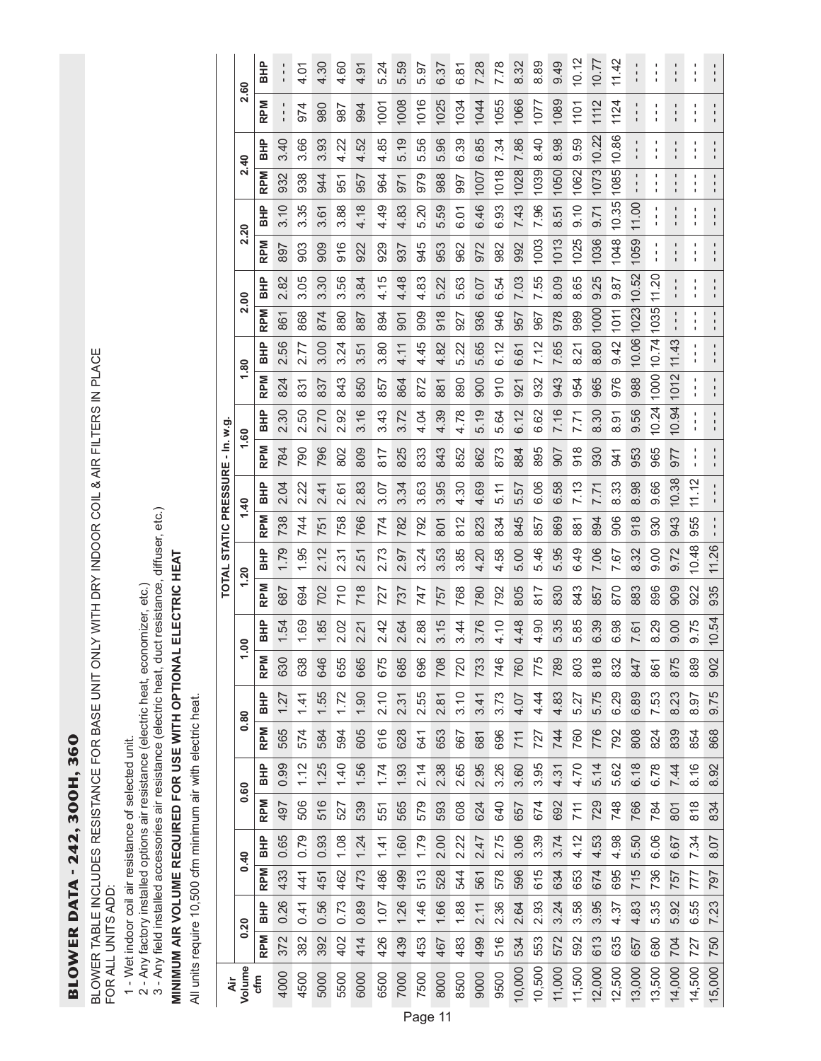# BLOWER DATA - 242, 300H, 360

BLOWER TABLE INCLUDES RESISTANCE FOR BASE UNIT ONLY WITH DRY INDOOR COIL & AIR FILTERS IN PLACE FOR ALL UNITS ADD:

1 - Wet indoor coil air resistance of selected unit.
2 - Any factory installed options air resistance (electric heat, economizer, etc.)
3 - Any field installed accessories air resistance (electric heat, duct resistance, diffuser, etc.)

**MINIMUM AIR VOLUME REQUIRED FOR USE WITH OPTIONAL ELECTRIC HEAT**

All units require 10,500 cfm minimum air with electric heat.

| Air Volume cfm | TOTAL STATIC PRESSURE - In. w.g. | | | | | | | | | | | | | | | | | | | | | | | | | |
|---|---|---|---|---|---|---|---|---|---|---|---|---|---|---|---|---|---|---|---|---|---|---|---|---|---|---|
| | 0.20 | | 0.40 | | 0.60 | | 0.80 | | 1.00 | | 1.20 | | 1.40 | | 1.60 | | 1.80 | | 2.00 | | 2.20 | | 2.40 | | 2.60 | |
| | RPM | BHP | RPM | BHP | RPM | BHP | RPM | BHP | RPM | BHP | RPM | BHP | RPM | BHP | RPM | BHP | RPM | BHP | RPM | BHP | RPM | BHP | RPM | BHP | RPM | BHP |
| 4000 | 372 | 0.26 | 433 | 0.65 | 497 | 0.99 | 565 | 1.27 | 630 | 1.54 | 687 | 1.79 | 738 | 2.04 | 784 | 2.30 | 824 | 2.56 | 861 | 2.82 | 897 | 3.10 | 932 | 3.40 | --- | --- |
| 4500 | 382 | 0.41 | 441 | 0.79 | 506 | 1.12 | 574 | 1.41 | 638 | 1.69 | 694 | 1.95 | 744 | 2.22 | 790 | 2.50 | 831 | 2.77 | 868 | 3.05 | 903 | 3.35 | 938 | 3.66 | 974 | 4.01 |
| 5000 | 392 | 0.56 | 451 | 0.93 | 516 | 1.25 | 584 | 1.55 | 646 | 1.85 | 702 | 2.12 | 751 | 2.41 | 796 | 2.70 | 837 | 3.00 | 874 | 3.30 | 909 | 3.61 | 944 | 3.93 | 980 | 4.30 |
| 5500 | 402 | 0.73 | 462 | 1.08 | 527 | 1.40 | 594 | 1.72 | 655 | 2.02 | 710 | 2.31 | 758 | 2.61 | 802 | 2.92 | 843 | 3.24 | 880 | 3.56 | 916 | 3.88 | 951 | 4.22 | 987 | 4.60 |
| 6000 | 414 | 0.89 | 473 | 1.24 | 539 | 1.56 | 605 | 1.90 | 665 | 2.21 | 718 | 2.51 | 766 | 2.83 | 809 | 3.16 | 850 | 3.51 | 887 | 3.84 | 922 | 4.18 | 957 | 4.52 | 994 | 4.91 |
| 6500 | 426 | 1.07 | 486 | 1.41 | 551 | 1.74 | 616 | 2.10 | 675 | 2.42 | 727 | 2.73 | 774 | 3.07 | 817 | 3.43 | 857 | 3.80 | 894 | 4.15 | 929 | 4.49 | 964 | 4.85 | 1001 | 5.24 |
| 7000 | 439 | 1.26 | 499 | 1.60 | 565 | 1.93 | 628 | 2.31 | 685 | 2.64 | 737 | 2.97 | 782 | 3.34 | 825 | 3.72 | 864 | 4.11 | 901 | 4.48 | 937 | 4.83 | 971 | 5.19 | 1008 | 5.59 |
| 7500 | 453 | 1.46 | 513 | 1.79 | 579 | 2.14 | 641 | 2.55 | 696 | 2.88 | 747 | 3.24 | 792 | 3.63 | 833 | 4.04 | 872 | 4.45 | 909 | 4.83 | 945 | 5.20 | 979 | 5.56 | 1016 | 5.97 |
| 8000 | 467 | 1.66 | 528 | 2.00 | 593 | 2.38 | 653 | 2.81 | 708 | 3.15 | 757 | 3.53 | 801 | 3.95 | 843 | 4.39 | 881 | 4.82 | 918 | 5.22 | 953 | 5.59 | 988 | 5.96 | 1025 | 6.37 |
| 8500 | 483 | 1.88 | 544 | 2.22 | 608 | 2.65 | 667 | 3.10 | 720 | 3.44 | 768 | 3.85 | 812 | 4.30 | 852 | 4.78 | 890 | 5.22 | 927 | 5.63 | 962 | 6.01 | 997 | 6.39 | 1034 | 6.81 |
| 9000 | 499 | 2.11 | 561 | 2.47 | 624 | 2.95 | 681 | 3.41 | 733 | 3.76 | 780 | 4.20 | 823 | 4.69 | 862 | 5.19 | 900 | 5.65 | 936 | 6.07 | 972 | 6.46 | 1007 | 6.85 | 1044 | 7.28 |
| 9500 | 516 | 2.36 | 578 | 2.75 | 640 | 3.26 | 696 | 3.73 | 746 | 4.10 | 792 | 4.58 | 834 | 5.11 | 873 | 5.64 | 910 | 6.12 | 946 | 6.54 | 982 | 6.93 | 1018 | 7.34 | 1055 | 7.78 |
| 10,000 | 534 | 2.64 | 596 | 3.06 | 657 | 3.60 | 711 | 4.07 | 760 | 4.48 | 805 | 5.00 | 845 | 5.57 | 884 | 6.12 | 921 | 6.61 | 957 | 7.03 | 992 | 7.43 | 1028 | 7.86 | 1066 | 8.32 |
| 10,500 | 553 | 2.93 | 615 | 3.39 | 674 | 3.95 | 727 | 4.44 | 775 | 4.90 | 817 | 5.46 | 857 | 6.06 | 895 | 6.62 | 932 | 7.12 | 967 | 7.55 | 1003 | 7.96 | 1039 | 8.40 | 1077 | 8.89 |
| 11,000 | 572 | 3.24 | 634 | 3.74 | 692 | 4.31 | 744 | 4.83 | 789 | 5.35 | 830 | 5.95 | 869 | 6.58 | 907 | 7.16 | 943 | 7.65 | 978 | 8.09 | 1013 | 8.51 | 1050 | 8.98 | 1089 | 9.49 |
| 11,500 | 592 | 3.58 | 653 | 4.12 | 711 | 4.70 | 760 | 5.27 | 803 | 5.85 | 843 | 6.49 | 881 | 7.13 | 918 | 7.71 | 954 | 8.21 | 989 | 8.65 | 1025 | 9.10 | 1062 | 9.59 | 1101 | 10.12 |
| 12,000 | 613 | 3.95 | 674 | 4.53 | 729 | 5.14 | 776 | 5.75 | 818 | 6.39 | 857 | 7.06 | 894 | 7.71 | 930 | 8.30 | 965 | 8.80 | 1000 | 9.25 | 1036 | 9.71 | 1073 | 10.22 | 1112 | 10.77 |
| 12,500 | 635 | 4.37 | 695 | 4.98 | 748 | 5.62 | 792 | 6.29 | 832 | 6.98 | 870 | 7.67 | 906 | 8.33 | 941 | 8.91 | 976 | 9.42 | 1011 | 9.87 | 1048 | 10.35 | 1085 | 10.86 | 1124 | 11.42 |
| 13,000 | 657 | 4.83 | 715 | 5.50 | 766 | 6.18 | 808 | 6.89 | 847 | 7.61 | 883 | 8.32 | 918 | 8.98 | 953 | 9.56 | 988 | 10.06 | 1023 | 10.52 | 1059 | 11.00 | --- | --- | --- | --- |
| 13,500 | 680 | 5.35 | 736 | 6.06 | 784 | 6.78 | 824 | 7.53 | 861 | 8.29 | 896 | 9.00 | 930 | 9.66 | 965 | 10.24 | 1000 | 10.74 | 1035 | 11.20 | --- | --- | --- | --- | --- | --- |
| 14,000 | 704 | 5.92 | 757 | 6.67 | 801 | 7.44 | 839 | 8.23 | 875 | 9.00 | 909 | 9.72 | 943 | 10.38 | 977 | 10.94 | 1012 | 11.43 | --- | --- | --- | --- | --- | --- | --- | --- |
| 14,500 | 727 | 6.55 | 777 | 7.34 | 818 | 8.16 | 854 | 8.97 | 889 | 9.75 | 922 | 10.48 | 955 | 11.12 | --- | --- | --- | --- | --- | --- | --- | --- | --- | --- | --- | --- |
| 15,000 | 750 | 7.23 | 797 | 8.07 | 834 | 8.92 | 868 | 9.75 | 902 | 10.54 | 935 | 11.26 | --- | --- | --- | --- | --- | --- | --- | --- | --- | --- | --- | --- | --- | --- |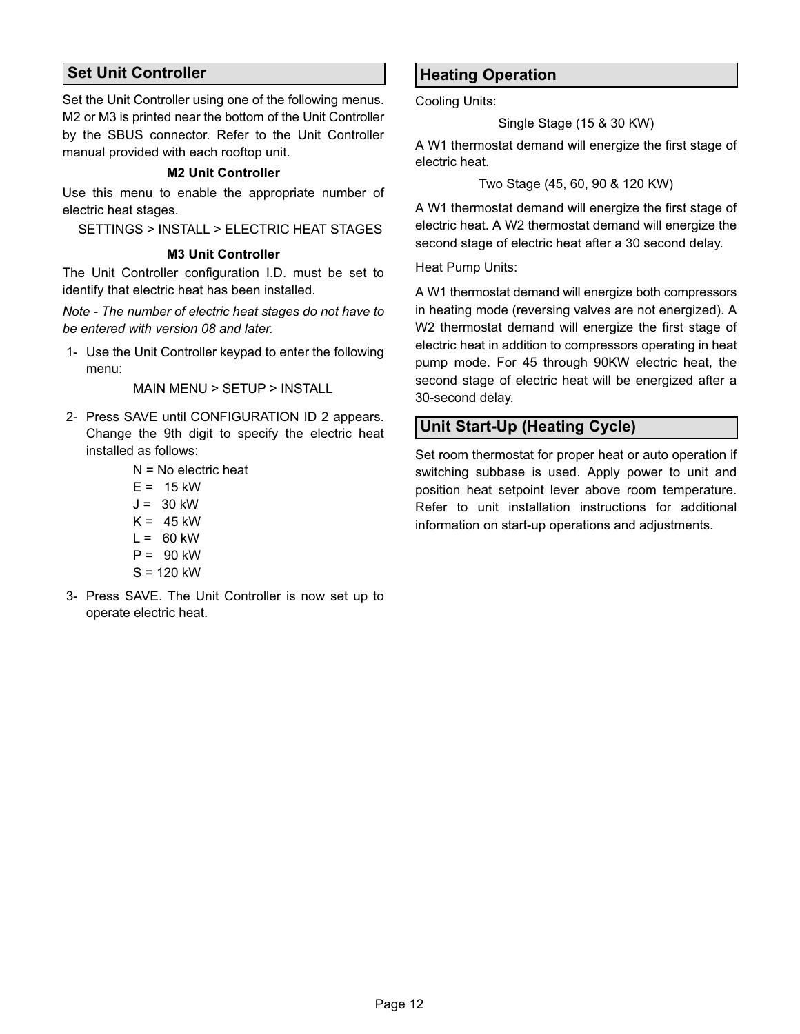## Set Unit Controller

Set the Unit Controller using one of the following menus. M2 or M3 is printed near the bottom of the Unit Controller by the SBUS connector. Refer to the Unit Controller manual provided with each rooftop unit.

**M2 Unit Controller**

Use this menu to enable the appropriate number of electric heat stages.

SETTINGS > INSTALL > ELECTRIC HEAT STAGES

**M3 Unit Controller**

The Unit Controller configuration I.D. must be set to identify that electric heat has been installed.

*Note - The number of electric heat stages do not have to be entered with version 08 and later.*

1- Use the Unit Controller keypad to enter the following menu:

   MAIN MENU > SETUP > INSTALL

2- Press SAVE until CONFIGURATION ID 2 appears. Change the 9th digit to specify the electric heat installed as follows:

   N = No electric heat
   E = 15 kW
   J = 30 kW
   K = 45 kW
   L = 60 kW
   P = 90 kW
   S = 120 kW

3- Press SAVE. The Unit Controller is now set up to operate electric heat.

## Heating Operation

Cooling Units:

Single Stage (15 & 30 KW)

A W1 thermostat demand will energize the first stage of electric heat.

Two Stage (45, 60, 90 & 120 KW)

A W1 thermostat demand will energize the first stage of electric heat. A W2 thermostat demand will energize the second stage of electric heat after a 30 second delay.

Heat Pump Units:

A W1 thermostat demand will energize both compressors in heating mode (reversing valves are not energized). A W2 thermostat demand will energize the first stage of electric heat in addition to compressors operating in heat pump mode. For 45 through 90KW electric heat, the second stage of electric heat will be energized after a 30-second delay.

## Unit Start-Up (Heating Cycle)

Set room thermostat for proper heat or auto operation if switching subbase is used. Apply power to unit and position heat setpoint lever above room temperature. Refer to unit installation instructions for additional information on start-up operations and adjustments.